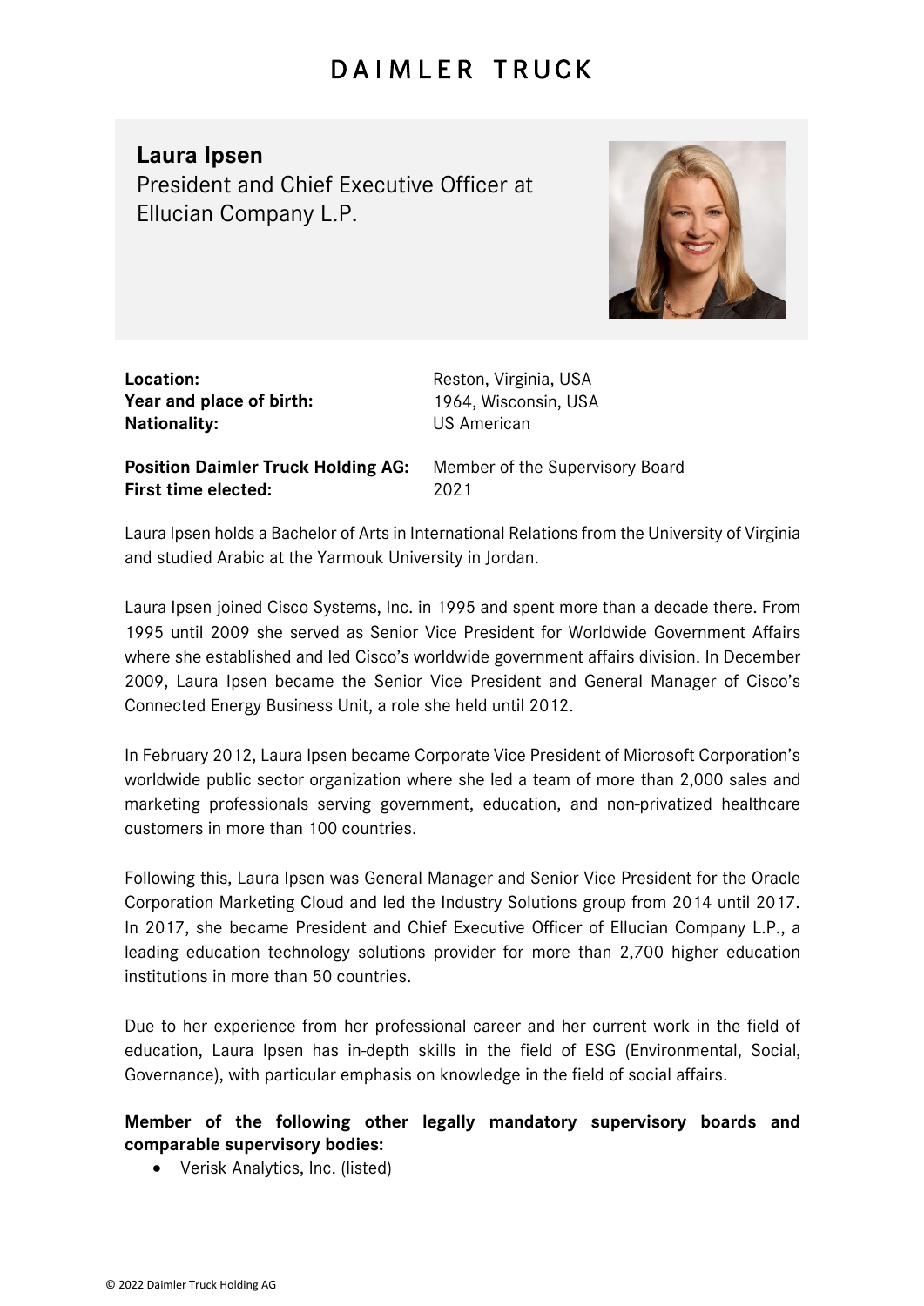# DAIMLER TRUCK

## Laura Ipsen

President and Chief Executive Officer at Ellucian Company L.P.

| | |
|---|---|
| **Location:** | Reston, Virginia, USA |
| **Year and place of birth:** | 1964, Wisconsin, USA |
| **Nationality:** | US American |
| **Position Daimler Truck Holding AG:** | Member of the Supervisory Board |
| **First time elected:** | 2021 |

Laura Ipsen holds a Bachelor of Arts in International Relations from the University of Virginia and studied Arabic at the Yarmouk University in Jordan.

Laura Ipsen joined Cisco Systems, Inc. in 1995 and spent more than a decade there. From 1995 until 2009 she served as Senior Vice President for Worldwide Government Affairs where she established and led Cisco's worldwide government affairs division. In December 2009, Laura Ipsen became the Senior Vice President and General Manager of Cisco's Connected Energy Business Unit, a role she held until 2012.

In February 2012, Laura Ipsen became Corporate Vice President of Microsoft Corporation's worldwide public sector organization where she led a team of more than 2,000 sales and marketing professionals serving government, education, and non-privatized healthcare customers in more than 100 countries.

Following this, Laura Ipsen was General Manager and Senior Vice President for the Oracle Corporation Marketing Cloud and led the Industry Solutions group from 2014 until 2017. In 2017, she became President and Chief Executive Officer of Ellucian Company L.P., a leading education technology solutions provider for more than 2,700 higher education institutions in more than 50 countries.

Due to her experience from her professional career and her current work in the field of education, Laura Ipsen has in-depth skills in the field of ESG (Environmental, Social, Governance), with particular emphasis on knowledge in the field of social affairs.

**Member of the following other legally mandatory supervisory boards and comparable supervisory bodies:**

- Verisk Analytics, Inc. (listed)

© 2022 Daimler Truck Holding AG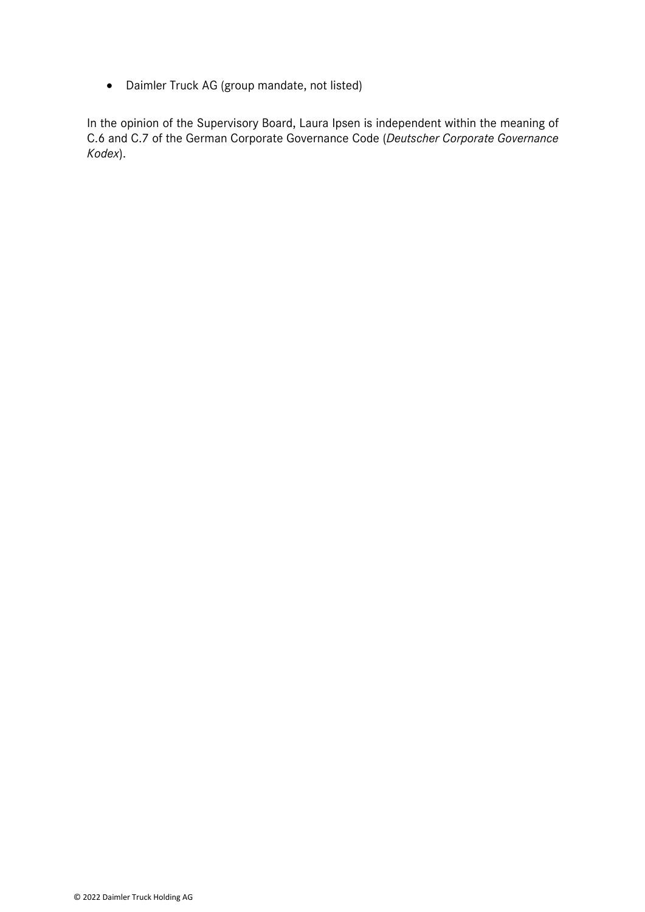- Daimler Truck AG (group mandate, not listed)

In the opinion of the Supervisory Board, Laura Ipsen is independent within the meaning of C.6 and C.7 of the German Corporate Governance Code (*Deutscher Corporate Governance Kodex*).